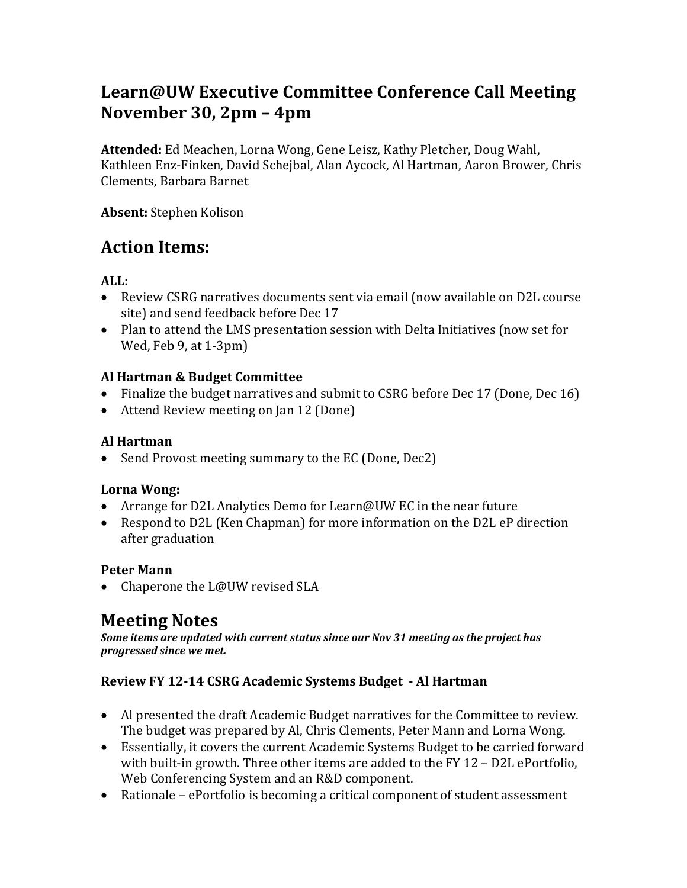# Learn@UW Executive Committee Conference Call Meeting November 30, 2pm – 4pm

**Attended:** Ed Meachen, Lorna Wong, Gene Leisz, Kathy Pletcher, Doug Wahl, Kathleen Enz-Finken, David Schejbal, Alan Aycock, Al Hartman, Aaron Brower, Chris Clements, Barbara Barnet

**Absent:** Stephen Kolison

## Action Items:

### ALL:

- Review CSRG narratives documents sent via email (now available on D2L course site) and send feedback before Dec 17
- Plan to attend the LMS presentation session with Delta Initiatives (now set for Wed, Feb 9, at 1-3pm)

### Al Hartman & Budget Committee

- Finalize the budget narratives and submit to CSRG before Dec 17 (Done, Dec 16)
- Attend Review meeting on Jan 12 (Done)

### Al Hartman

- Send Provost meeting summary to the EC (Done, Dec2)

### Lorna Wong:

- Arrange for D2L Analytics Demo for Learn@UW EC in the near future
- Respond to D2L (Ken Chapman) for more information on the D2L eP direction after graduation

### Peter Mann

- Chaperone the L@UW revised SLA

## Meeting Notes

***Some items are updated with current status since our Nov 31 meeting as the project has progressed since we met.***

### Review FY 12-14 CSRG Academic Systems Budget - Al Hartman

- Al presented the draft Academic Budget narratives for the Committee to review. The budget was prepared by Al, Chris Clements, Peter Mann and Lorna Wong.
- Essentially, it covers the current Academic Systems Budget to be carried forward with built-in growth. Three other items are added to the FY 12 – D2L ePortfolio, Web Conferencing System and an R&D component.
- Rationale – ePortfolio is becoming a critical component of student assessment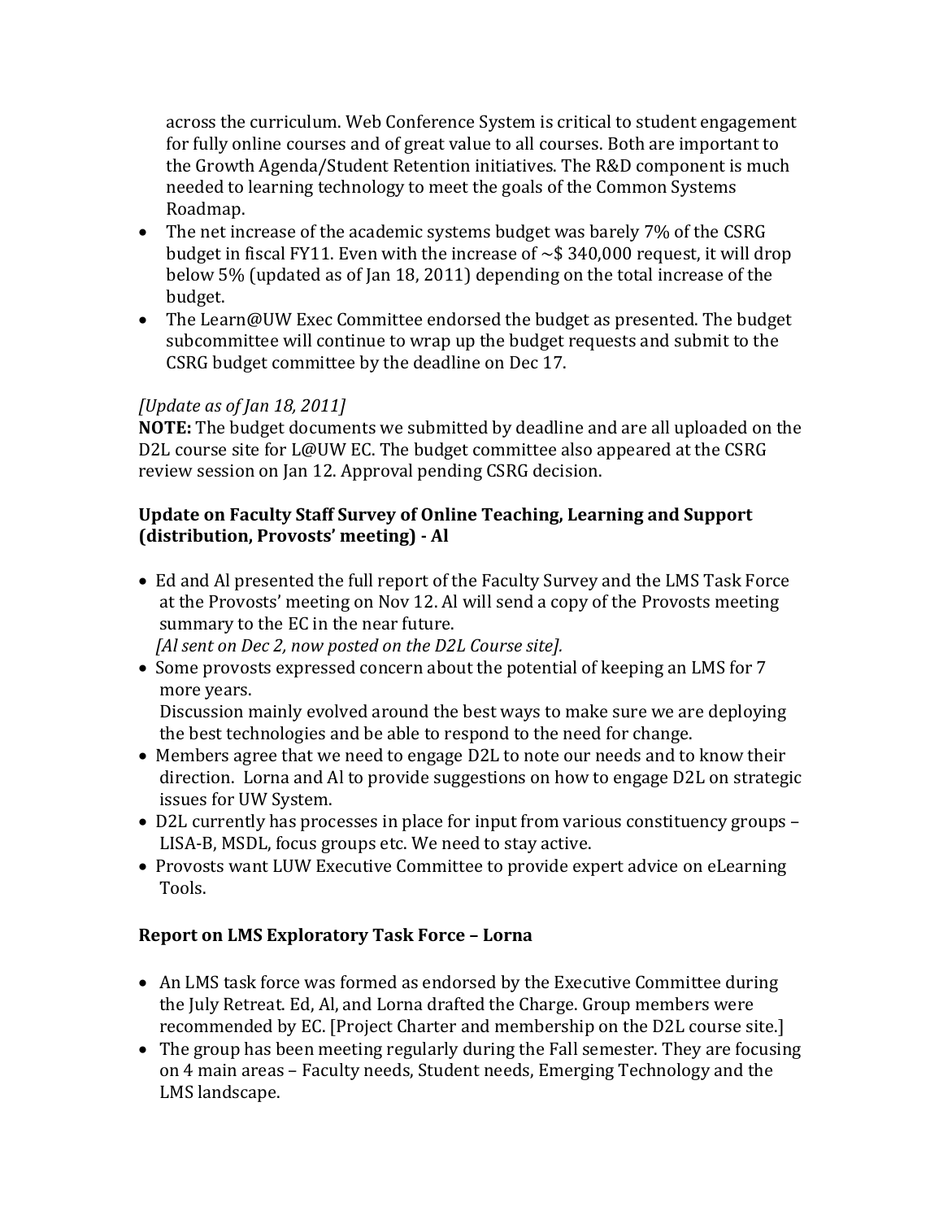across the curriculum. Web Conference System is critical to student engagement for fully online courses and of great value to all courses. Both are important to the Growth Agenda/Student Retention initiatives. The R&D component is much needed to learning technology to meet the goals of the Common Systems Roadmap.

- The net increase of the academic systems budget was barely 7% of the CSRG budget in fiscal FY11. Even with the increase of ~$ 340,000 request, it will drop below 5% (updated as of Jan 18, 2011) depending on the total increase of the budget.
- The Learn@UW Exec Committee endorsed the budget as presented. The budget subcommittee will continue to wrap up the budget requests and submit to the CSRG budget committee by the deadline on Dec 17.

*[Update as of Jan 18, 2011]*
**NOTE:** The budget documents we submitted by deadline and are all uploaded on the D2L course site for L@UW EC. The budget committee also appeared at the CSRG review session on Jan 12. Approval pending CSRG decision.

### Update on Faculty Staff Survey of Online Teaching, Learning and Support (distribution, Provosts' meeting) - Al

- Ed and Al presented the full report of the Faculty Survey and the LMS Task Force at the Provosts' meeting on Nov 12. Al will send a copy of the Provosts meeting summary to the EC in the near future.
  *[Al sent on Dec 2, now posted on the D2L Course site].*
- Some provosts expressed concern about the potential of keeping an LMS for 7 more years.
  Discussion mainly evolved around the best ways to make sure we are deploying the best technologies and be able to respond to the need for change.
- Members agree that we need to engage D2L to note our needs and to know their direction. Lorna and Al to provide suggestions on how to engage D2L on strategic issues for UW System.
- D2L currently has processes in place for input from various constituency groups – LISA-B, MSDL, focus groups etc. We need to stay active.
- Provosts want LUW Executive Committee to provide expert advice on eLearning Tools.

### Report on LMS Exploratory Task Force – Lorna

- An LMS task force was formed as endorsed by the Executive Committee during the July Retreat. Ed, Al, and Lorna drafted the Charge. Group members were recommended by EC. [Project Charter and membership on the D2L course site.]
- The group has been meeting regularly during the Fall semester. They are focusing on 4 main areas – Faculty needs, Student needs, Emerging Technology and the LMS landscape.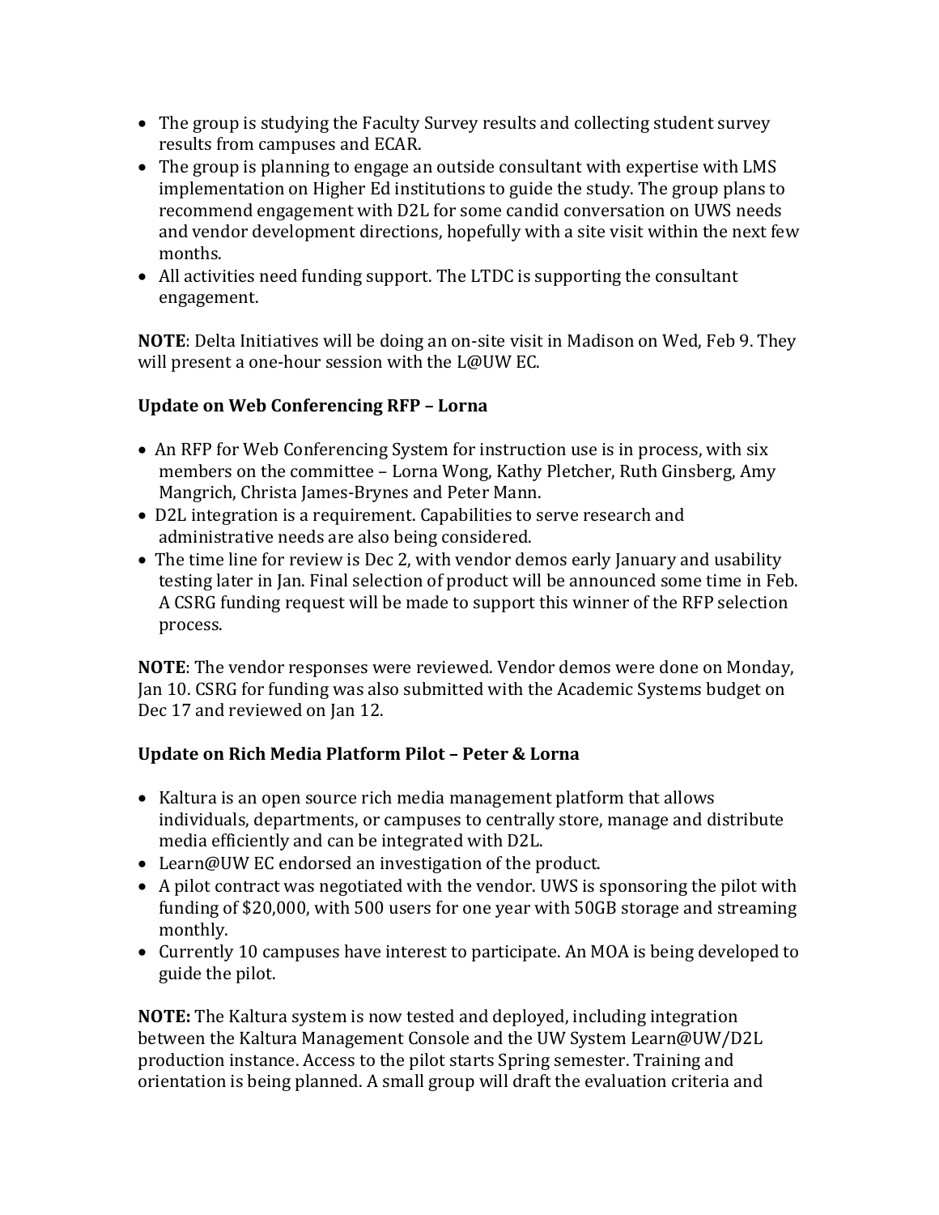- The group is studying the Faculty Survey results and collecting student survey results from campuses and ECAR.
- The group is planning to engage an outside consultant with expertise with LMS implementation on Higher Ed institutions to guide the study. The group plans to recommend engagement with D2L for some candid conversation on UWS needs and vendor development directions, hopefully with a site visit within the next few months.
- All activities need funding support. The LTDC is supporting the consultant engagement.

**NOTE**: Delta Initiatives will be doing an on-site visit in Madison on Wed, Feb 9. They will present a one-hour session with the L@UW EC.

### Update on Web Conferencing RFP – Lorna

- An RFP for Web Conferencing System for instruction use is in process, with six members on the committee – Lorna Wong, Kathy Pletcher, Ruth Ginsberg, Amy Mangrich, Christa James-Brynes and Peter Mann.
- D2L integration is a requirement. Capabilities to serve research and administrative needs are also being considered.
- The time line for review is Dec 2, with vendor demos early January and usability testing later in Jan. Final selection of product will be announced some time in Feb. A CSRG funding request will be made to support this winner of the RFP selection process.

**NOTE**: The vendor responses were reviewed. Vendor demos were done on Monday, Jan 10. CSRG for funding was also submitted with the Academic Systems budget on Dec 17 and reviewed on Jan 12.

### Update on Rich Media Platform Pilot – Peter & Lorna

- Kaltura is an open source rich media management platform that allows individuals, departments, or campuses to centrally store, manage and distribute media efficiently and can be integrated with D2L.
- Learn@UW EC endorsed an investigation of the product.
- A pilot contract was negotiated with the vendor. UWS is sponsoring the pilot with funding of $20,000, with 500 users for one year with 50GB storage and streaming monthly.
- Currently 10 campuses have interest to participate. An MOA is being developed to guide the pilot.

**NOTE:** The Kaltura system is now tested and deployed, including integration between the Kaltura Management Console and the UW System Learn@UW/D2L production instance. Access to the pilot starts Spring semester. Training and orientation is being planned. A small group will draft the evaluation criteria and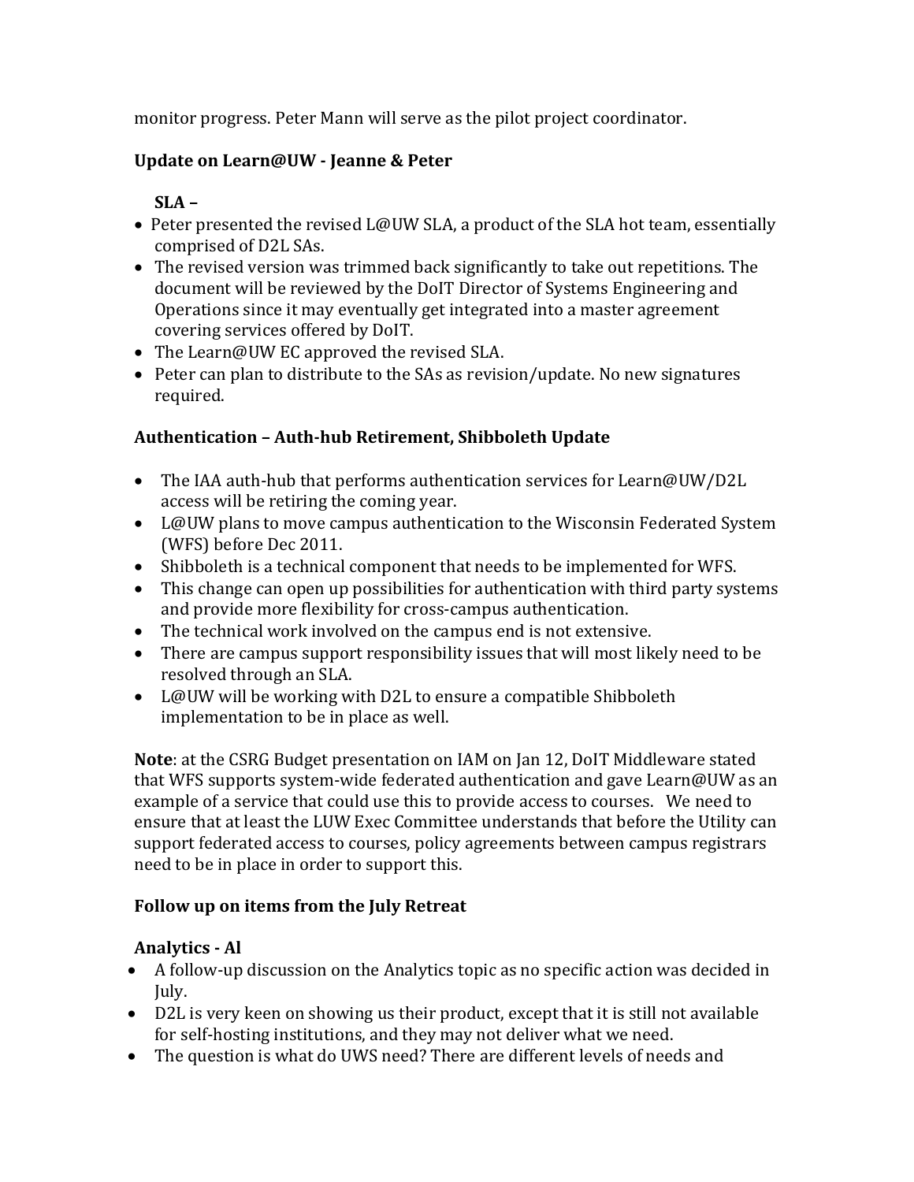monitor progress. Peter Mann will serve as the pilot project coordinator.

### Update on Learn@UW - Jeanne & Peter

**SLA –**

- Peter presented the revised L@UW SLA, a product of the SLA hot team, essentially comprised of D2L SAs.
- The revised version was trimmed back significantly to take out repetitions. The document will be reviewed by the DoIT Director of Systems Engineering and Operations since it may eventually get integrated into a master agreement covering services offered by DoIT.
- The Learn@UW EC approved the revised SLA.
- Peter can plan to distribute to the SAs as revision/update. No new signatures required.

### Authentication – Auth-hub Retirement, Shibboleth Update

- The IAA auth-hub that performs authentication services for Learn@UW/D2L access will be retiring the coming year.
- L@UW plans to move campus authentication to the Wisconsin Federated System (WFS) before Dec 2011.
- Shibboleth is a technical component that needs to be implemented for WFS.
- This change can open up possibilities for authentication with third party systems and provide more flexibility for cross-campus authentication.
- The technical work involved on the campus end is not extensive.
- There are campus support responsibility issues that will most likely need to be resolved through an SLA.
- L@UW will be working with D2L to ensure a compatible Shibboleth implementation to be in place as well.

**Note**: at the CSRG Budget presentation on IAM on Jan 12, DoIT Middleware stated that WFS supports system-wide federated authentication and gave Learn@UW as an example of a service that could use this to provide access to courses. We need to ensure that at least the LUW Exec Committee understands that before the Utility can support federated access to courses, policy agreements between campus registrars need to be in place in order to support this.

### Follow up on items from the July Retreat

**Analytics - Al**

- A follow-up discussion on the Analytics topic as no specific action was decided in July.
- D2L is very keen on showing us their product, except that it is still not available for self-hosting institutions, and they may not deliver what we need.
- The question is what do UWS need? There are different levels of needs and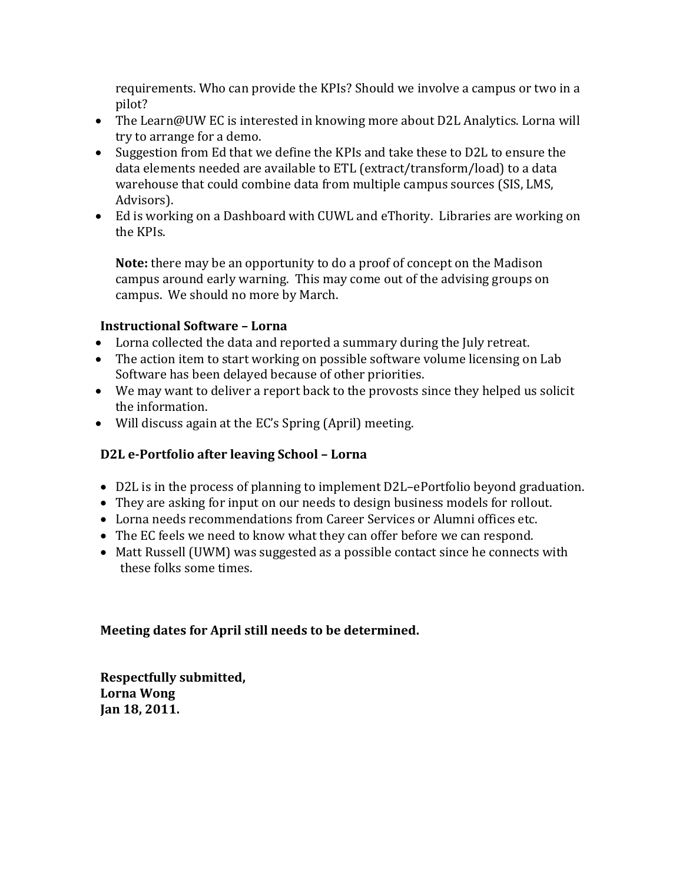requirements. Who can provide the KPIs? Should we involve a campus or two in a pilot?

- The Learn@UW EC is interested in knowing more about D2L Analytics. Lorna will try to arrange for a demo.
- Suggestion from Ed that we define the KPIs and take these to D2L to ensure the data elements needed are available to ETL (extract/transform/load) to a data warehouse that could combine data from multiple campus sources (SIS, LMS, Advisors).
- Ed is working on a Dashboard with CUWL and eThority. Libraries are working on the KPIs.

  **Note:** there may be an opportunity to do a proof of concept on the Madison campus around early warning. This may come out of the advising groups on campus. We should no more by March.

**Instructional Software – Lorna**

- Lorna collected the data and reported a summary during the July retreat.
- The action item to start working on possible software volume licensing on Lab Software has been delayed because of other priorities.
- We may want to deliver a report back to the provosts since they helped us solicit the information.
- Will discuss again at the EC's Spring (April) meeting.

**D2L e-Portfolio after leaving School – Lorna**

- D2L is in the process of planning to implement D2L–ePortfolio beyond graduation.
- They are asking for input on our needs to design business models for rollout.
- Lorna needs recommendations from Career Services or Alumni offices etc.
- The EC feels we need to know what they can offer before we can respond.
- Matt Russell (UWM) was suggested as a possible contact since he connects with these folks some times.

**Meeting dates for April still needs to be determined.**

**Respectfully submitted,**
**Lorna Wong**
**Jan 18, 2011.**